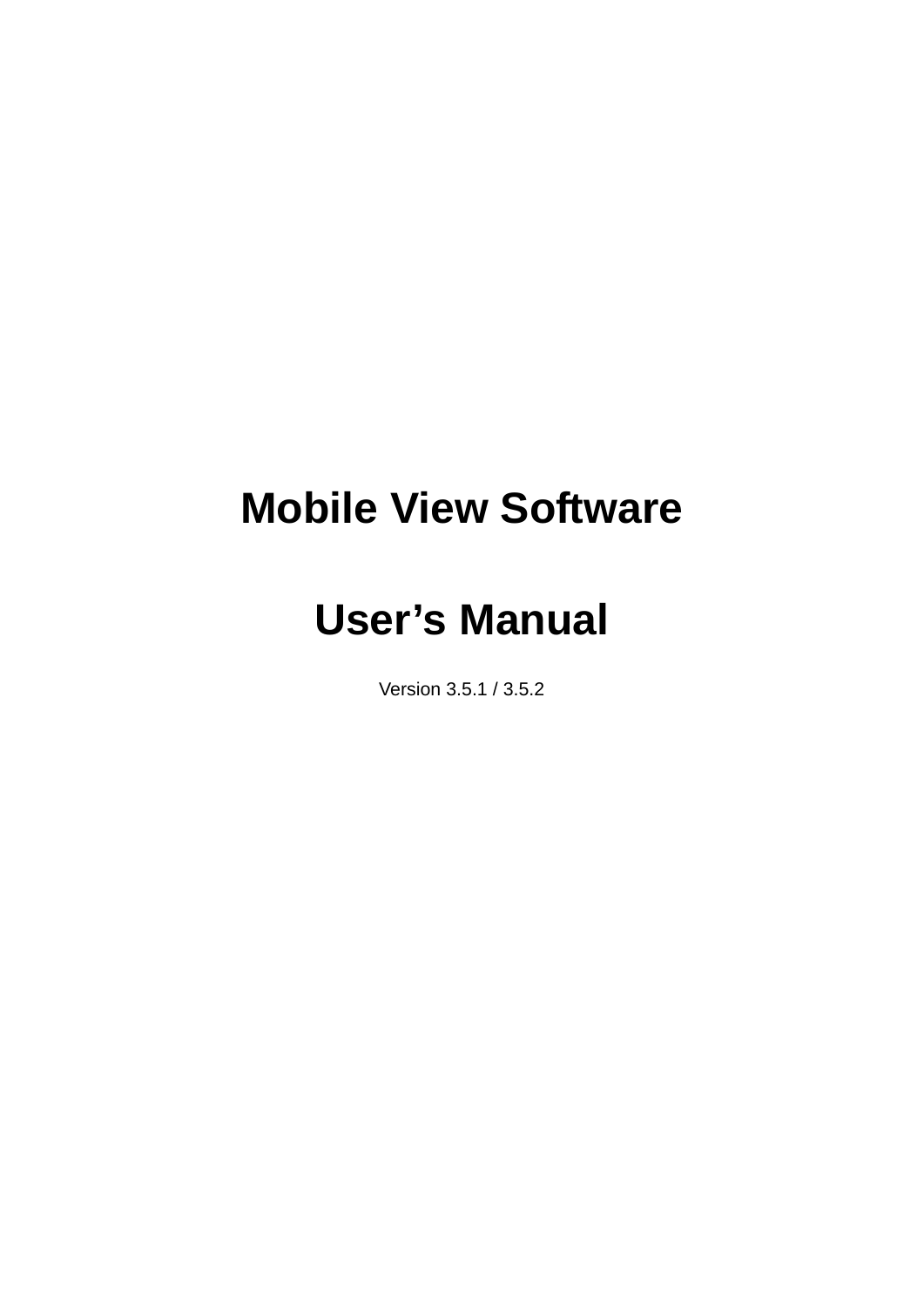# Mobile View Software

# User's Manual

Version 3.5.1 / 3.5.2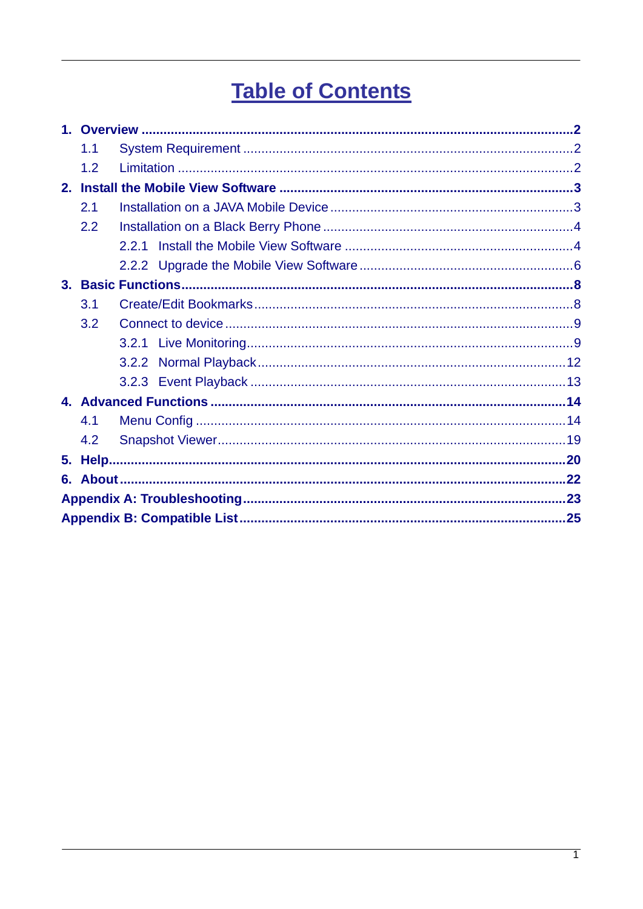# Table of Contents

**1. Overview** ..... **2**
- 1.1 System Requirement ..... 2
- 1.2 Limitation ..... 2

**2. Install the Mobile View Software** ..... **3**
- 2.1 Installation on a JAVA Mobile Device ..... 3
- 2.2 Installation on a Black Berry Phone ..... 4
  - 2.2.1 Install the Mobile View Software ..... 4
  - 2.2.2 Upgrade the Mobile View Software ..... 6

**3. Basic Functions** ..... **8**
- 3.1 Create/Edit Bookmarks ..... 8
- 3.2 Connect to device ..... 9
  - 3.2.1 Live Monitoring ..... 9
  - 3.2.2 Normal Playback ..... 12
  - 3.2.3 Event Playback ..... 13

**4. Advanced Functions** ..... **14**
- 4.1 Menu Config ..... 14
- 4.2 Snapshot Viewer ..... 19

**5. Help** ..... **20**

**6. About** ..... **22**

**Appendix A: Troubleshooting** ..... **23**

**Appendix B: Compatible List** ..... **25**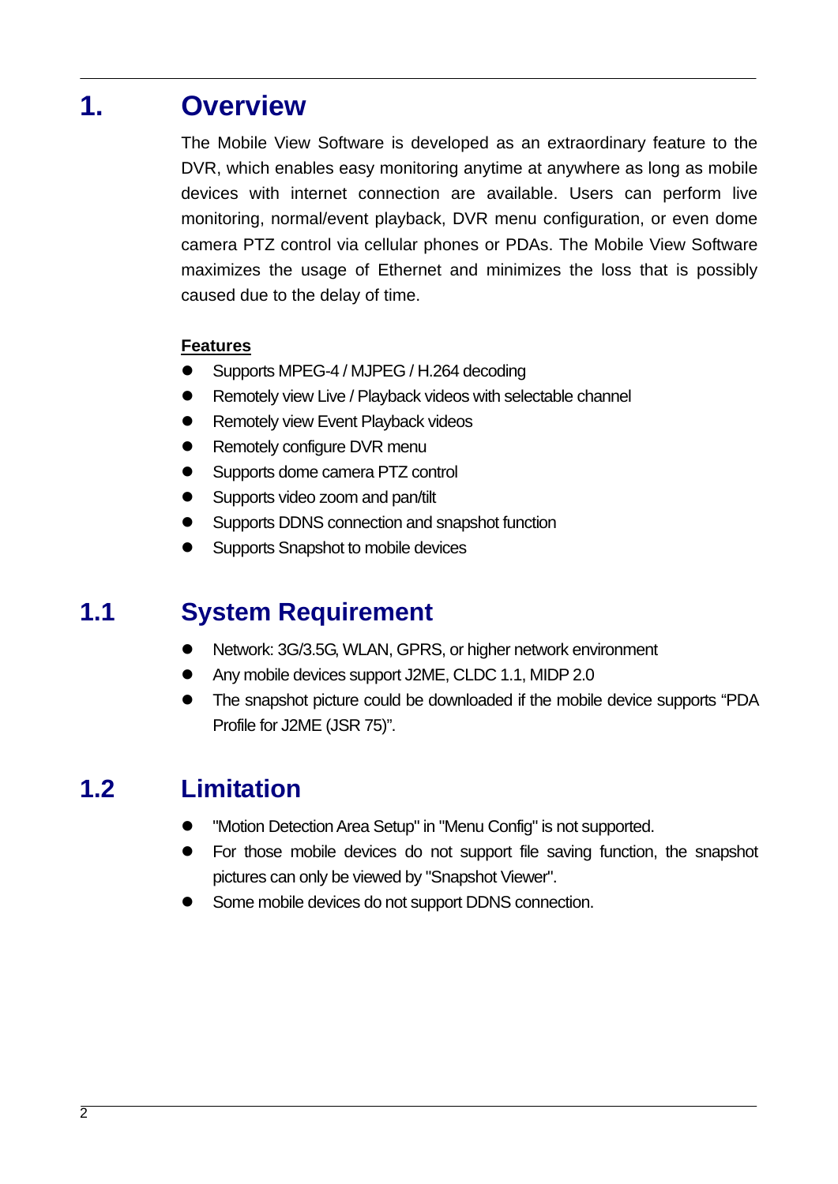# 1. Overview

The Mobile View Software is developed as an extraordinary feature to the DVR, which enables easy monitoring anytime at anywhere as long as mobile devices with internet connection are available. Users can perform live monitoring, normal/event playback, DVR menu configuration, or even dome camera PTZ control via cellular phones or PDAs. The Mobile View Software maximizes the usage of Ethernet and minimizes the loss that is possibly caused due to the delay of time.

**Features**

- Supports MPEG-4 / MJPEG / H.264 decoding
- Remotely view Live / Playback videos with selectable channel
- Remotely view Event Playback videos
- Remotely configure DVR menu
- Supports dome camera PTZ control
- Supports video zoom and pan/tilt
- Supports DDNS connection and snapshot function
- Supports Snapshot to mobile devices

## 1.1 System Requirement

- Network: 3G/3.5G, WLAN, GPRS, or higher network environment
- Any mobile devices support J2ME, CLDC 1.1, MIDP 2.0
- The snapshot picture could be downloaded if the mobile device supports "PDA Profile for J2ME (JSR 75)".

## 1.2 Limitation

- "Motion Detection Area Setup" in "Menu Config" is not supported.
- For those mobile devices do not support file saving function, the snapshot pictures can only be viewed by "Snapshot Viewer".
- Some mobile devices do not support DDNS connection.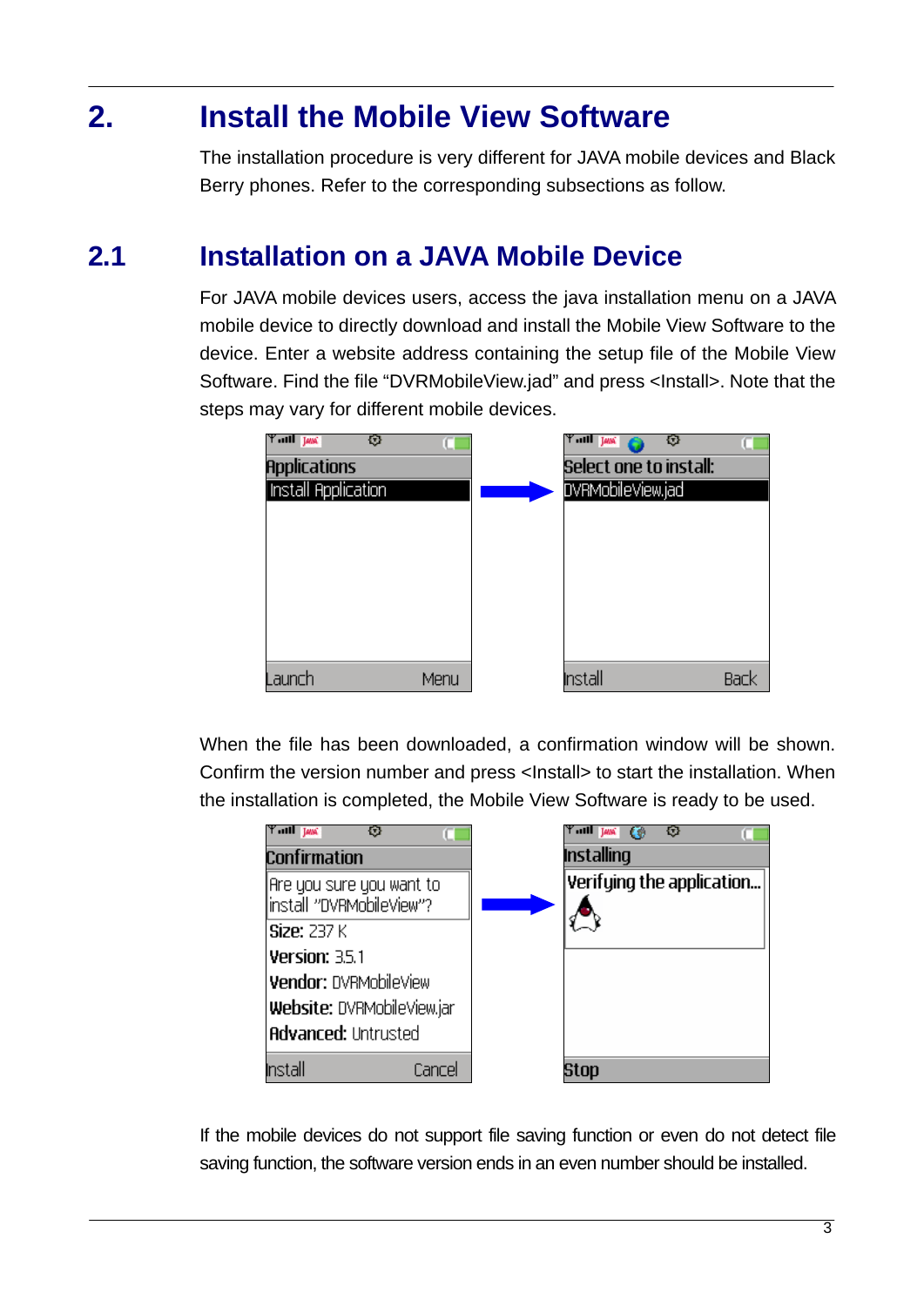# 2. Install the Mobile View Software

The installation procedure is very different for JAVA mobile devices and Black Berry phones. Refer to the corresponding subsections as follow.

## 2.1 Installation on a JAVA Mobile Device

For JAVA mobile devices users, access the java installation menu on a JAVA mobile device to directly download and install the Mobile View Software to the device. Enter a website address containing the setup file of the Mobile View Software. Find the file “DVRMobileView.jad” and press <Install>. Note that the steps may vary for different mobile devices.

When the file has been downloaded, a confirmation window will be shown. Confirm the version number and press <Install> to start the installation. When the installation is completed, the Mobile View Software is ready to be used.

If the mobile devices do not support file saving function or even do not detect file saving function, the software version ends in an even number should be installed.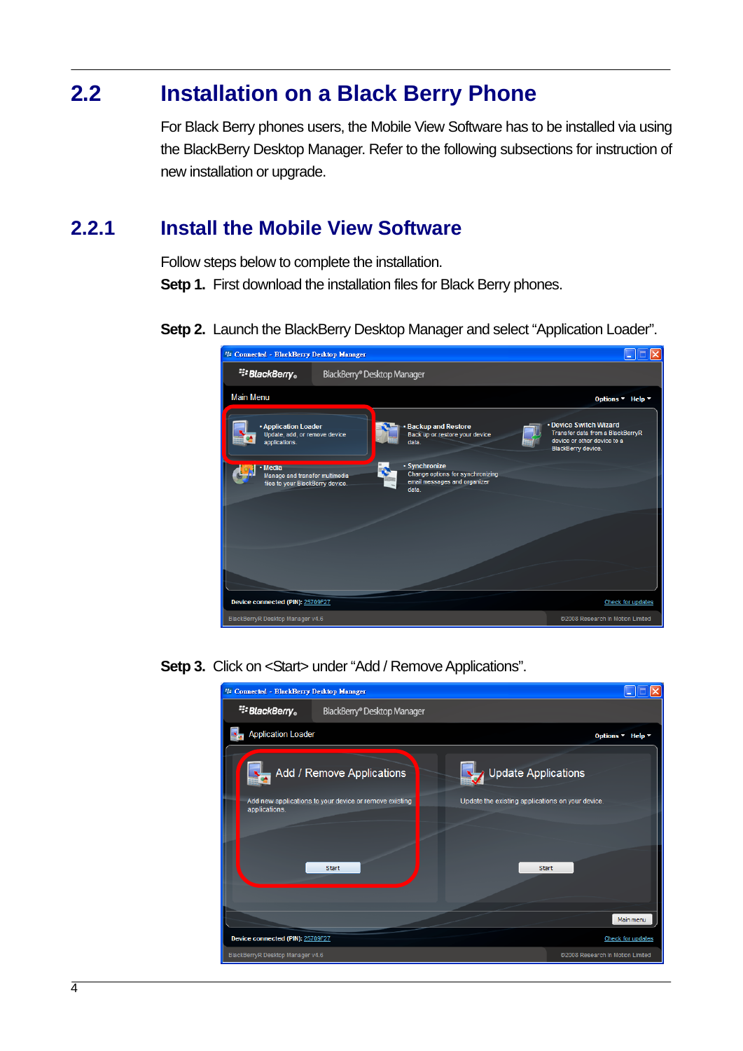## 2.2 Installation on a Black Berry Phone

For Black Berry phones users, the Mobile View Software has to be installed via using the BlackBerry Desktop Manager. Refer to the following subsections for instruction of new installation or upgrade.

### 2.2.1 Install the Mobile View Software

Follow steps below to complete the installation.

**Setp 1.** First download the installation files for Black Berry phones.

**Setp 2.** Launch the BlackBerry Desktop Manager and select "Application Loader".

**Setp 3.** Click on <Start> under "Add / Remove Applications".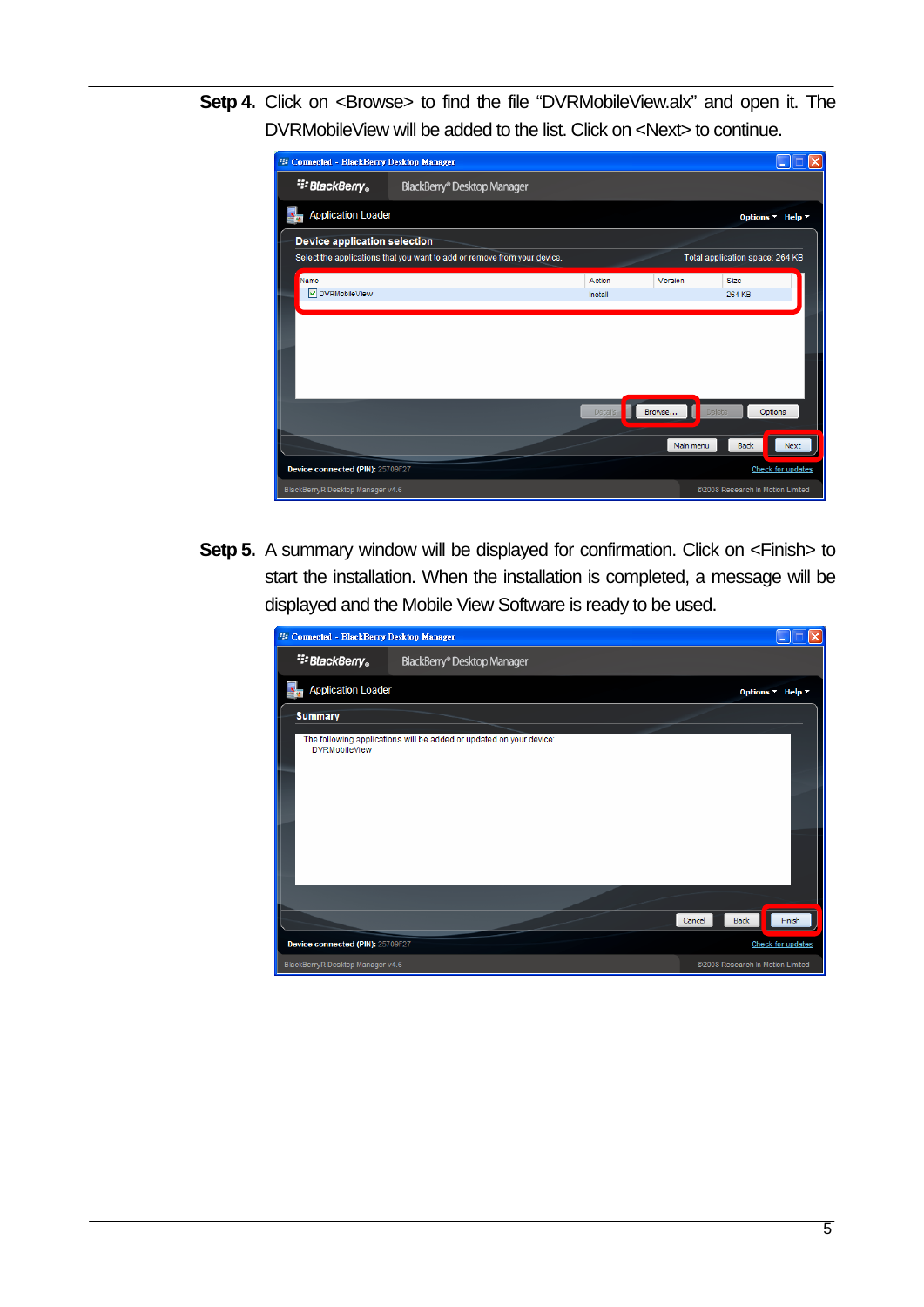**Setp 4.** Click on <Browse> to find the file "DVRMobileView.alx" and open it. The DVRMobileView will be added to the list. Click on <Next> to continue.

**Setp 5.** A summary window will be displayed for confirmation. Click on <Finish> to start the installation. When the installation is completed, a message will be displayed and the Mobile View Software is ready to be used.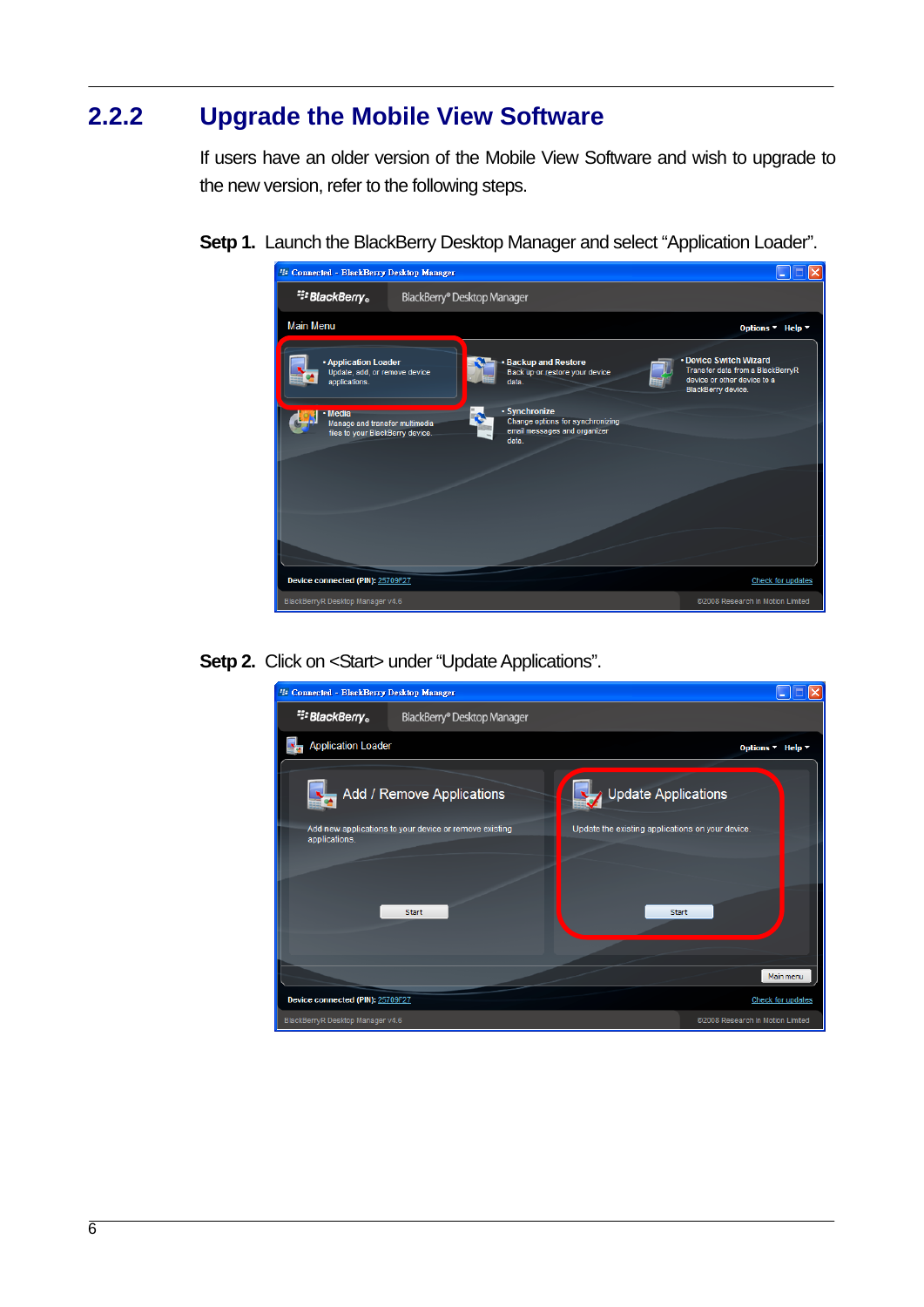## 2.2.2 Upgrade the Mobile View Software

If users have an older version of the Mobile View Software and wish to upgrade to the new version, refer to the following steps.

**Setp 1.** Launch the BlackBerry Desktop Manager and select "Application Loader".

**Setp 2.** Click on <Start> under "Update Applications".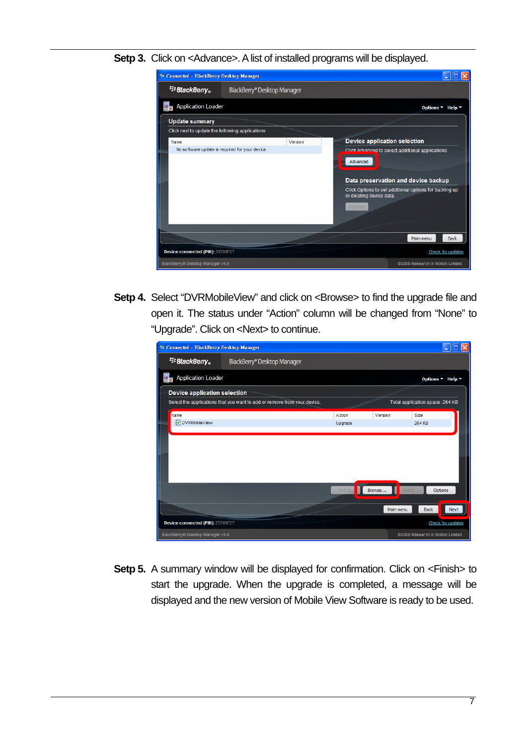**Setp 3.** Click on <Advance>. A list of installed programs will be displayed.

**Setp 4.** Select "DVRMobileView" and click on <Browse> to find the upgrade file and open it. The status under "Action" column will be changed from "None" to "Upgrade". Click on <Next> to continue.

**Setp 5.** A summary window will be displayed for confirmation. Click on <Finish> to start the upgrade. When the upgrade is completed, a message will be displayed and the new version of Mobile View Software is ready to be used.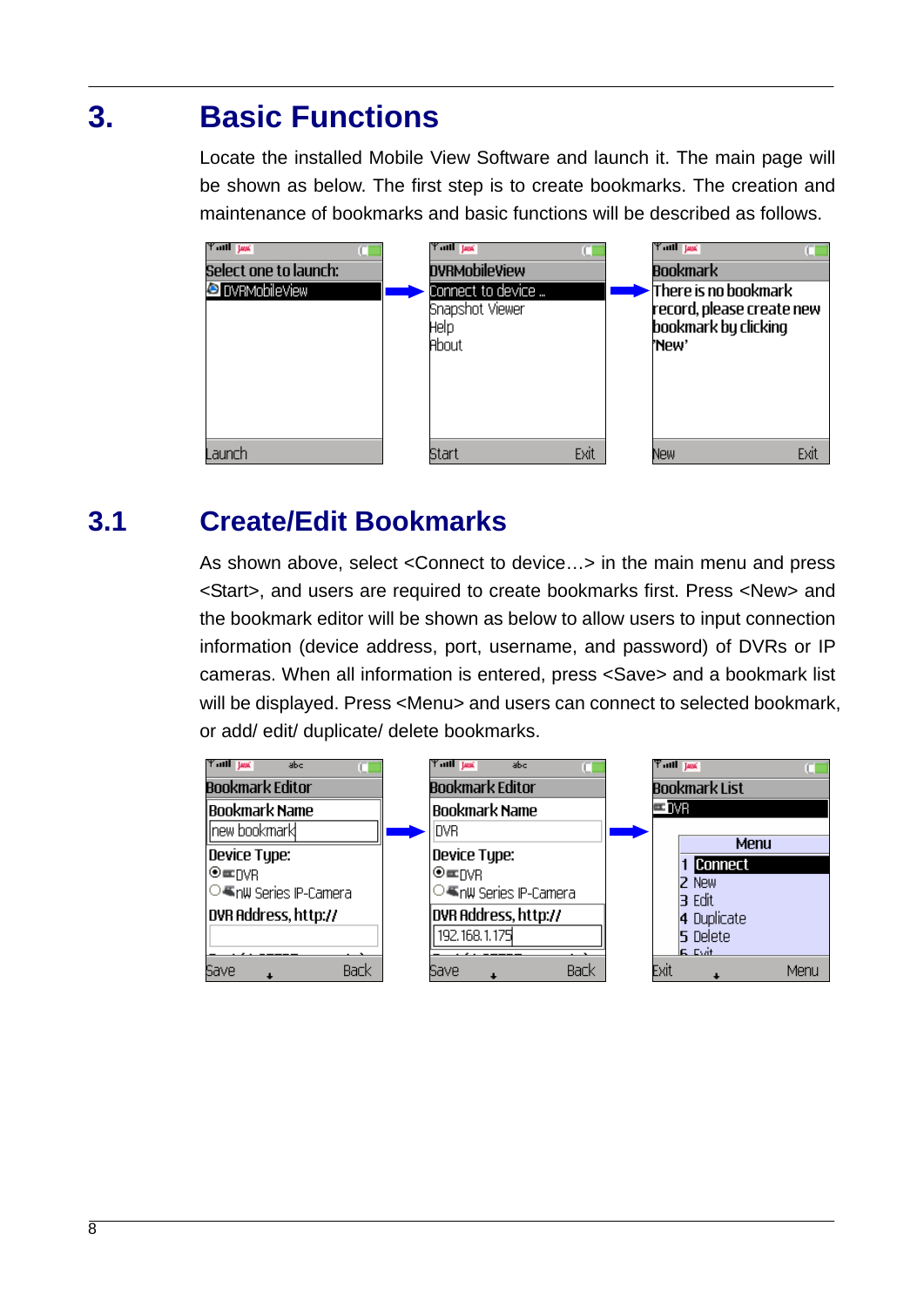# 3. Basic Functions

Locate the installed Mobile View Software and launch it. The main page will be shown as below. The first step is to create bookmarks. The creation and maintenance of bookmarks and basic functions will be described as follows.

## 3.1 Create/Edit Bookmarks

As shown above, select <Connect to device…> in the main menu and press <Start>, and users are required to create bookmarks first. Press <New> and the bookmark editor will be shown as below to allow users to input connection information (device address, port, username, and password) of DVRs or IP cameras. When all information is entered, press <Save> and a bookmark list will be displayed. Press <Menu> and users can connect to selected bookmark, or add/ edit/ duplicate/ delete bookmarks.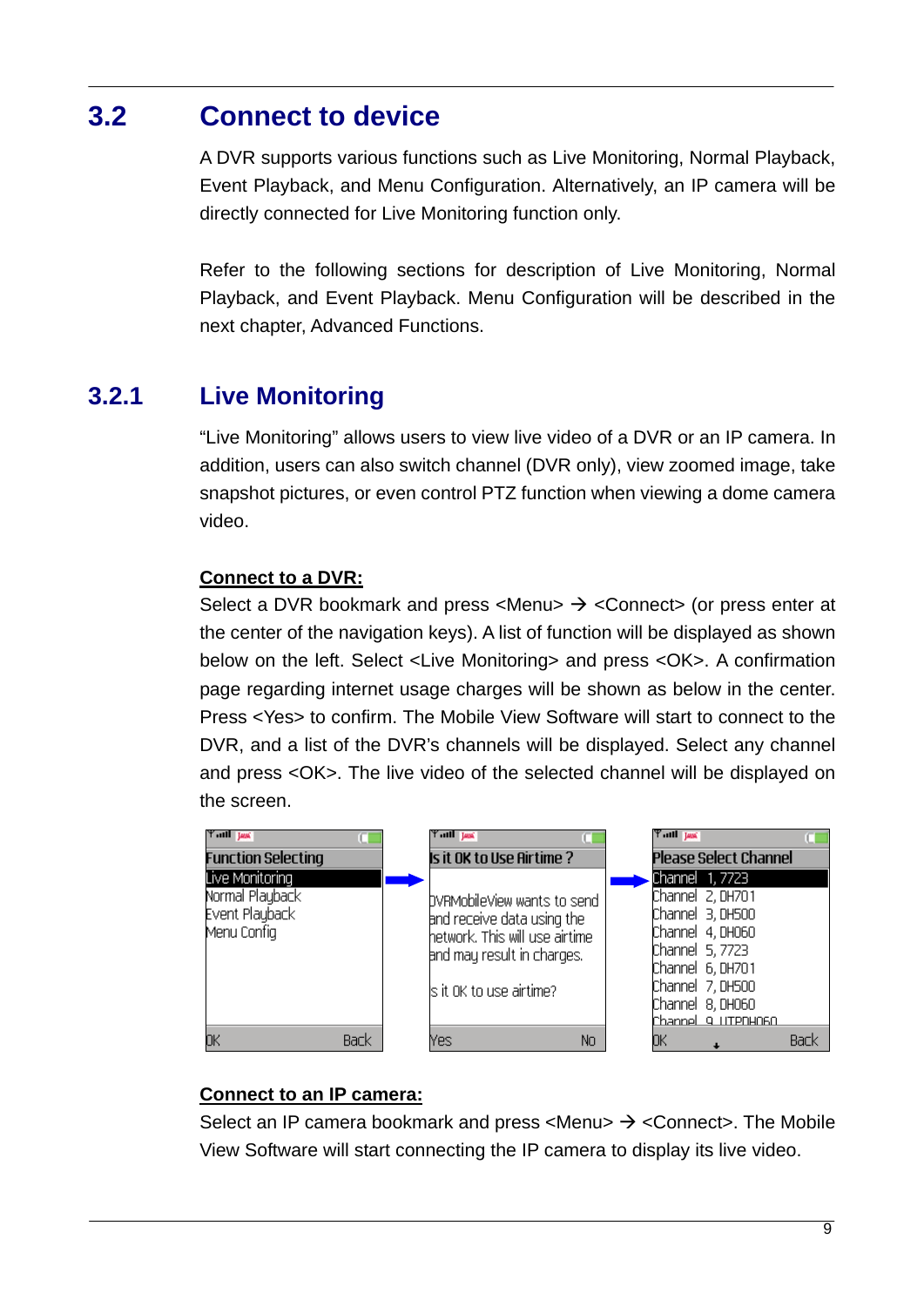## 3.2 Connect to device

A DVR supports various functions such as Live Monitoring, Normal Playback, Event Playback, and Menu Configuration. Alternatively, an IP camera will be directly connected for Live Monitoring function only.

Refer to the following sections for description of Live Monitoring, Normal Playback, and Event Playback. Menu Configuration will be described in the next chapter, Advanced Functions.

### 3.2.1 Live Monitoring

"Live Monitoring" allows users to view live video of a DVR or an IP camera. In addition, users can also switch channel (DVR only), view zoomed image, take snapshot pictures, or even control PTZ function when viewing a dome camera video.

**Connect to a DVR:**

Select a DVR bookmark and press <Menu> → <Connect> (or press enter at the center of the navigation keys). A list of function will be displayed as shown below on the left. Select <Live Monitoring> and press <OK>. A confirmation page regarding internet usage charges will be shown as below in the center. Press <Yes> to confirm. The Mobile View Software will start to connect to the DVR, and a list of the DVR's channels will be displayed. Select any channel and press <OK>. The live video of the selected channel will be displayed on the screen.

**Connect to an IP camera:**

Select an IP camera bookmark and press <Menu> → <Connect>. The Mobile View Software will start connecting the IP camera to display its live video.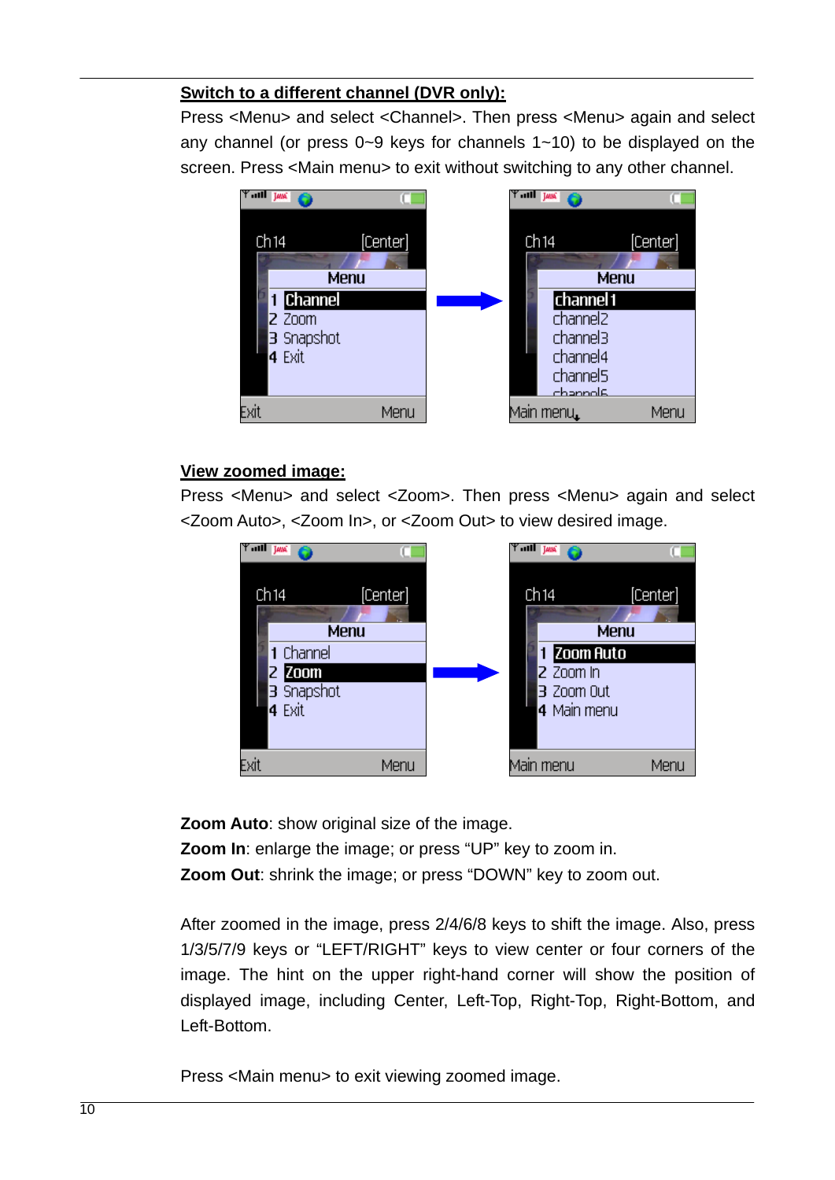**Switch to a different channel (DVR only):**

Press <Menu> and select <Channel>. Then press <Menu> again and select any channel (or press 0~9 keys for channels 1~10) to be displayed on the screen. Press <Main menu> to exit without switching to any other channel.

**View zoomed image:**

Press <Menu> and select <Zoom>. Then press <Menu> again and select <Zoom Auto>, <Zoom In>, or <Zoom Out> to view desired image.

**Zoom Auto**: show original size of the image.

**Zoom In**: enlarge the image; or press "UP" key to zoom in.

**Zoom Out**: shrink the image; or press "DOWN" key to zoom out.

After zoomed in the image, press 2/4/6/8 keys to shift the image. Also, press 1/3/5/7/9 keys or "LEFT/RIGHT" keys to view center or four corners of the image. The hint on the upper right-hand corner will show the position of displayed image, including Center, Left-Top, Right-Top, Right-Bottom, and Left-Bottom.

Press <Main menu> to exit viewing zoomed image.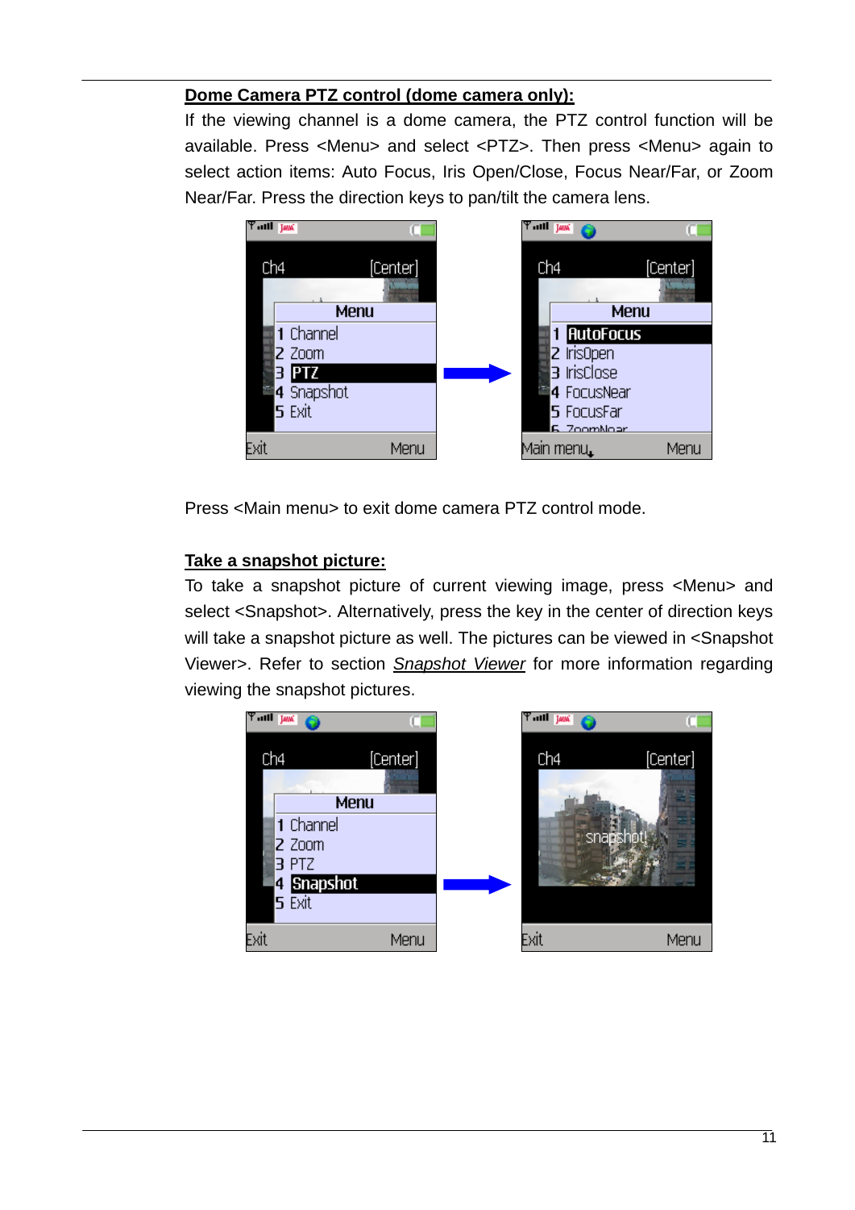**Dome Camera PTZ control (dome camera only):**

If the viewing channel is a dome camera, the PTZ control function will be available. Press <Menu> and select <PTZ>. Then press <Menu> again to select action items: Auto Focus, Iris Open/Close, Focus Near/Far, or Zoom Near/Far. Press the direction keys to pan/tilt the camera lens.

Press <Main menu> to exit dome camera PTZ control mode.

**Take a snapshot picture:**

To take a snapshot picture of current viewing image, press <Menu> and select <Snapshot>. Alternatively, press the key in the center of direction keys will take a snapshot picture as well. The pictures can be viewed in <Snapshot Viewer>. Refer to section *Snapshot Viewer* for more information regarding viewing the snapshot pictures.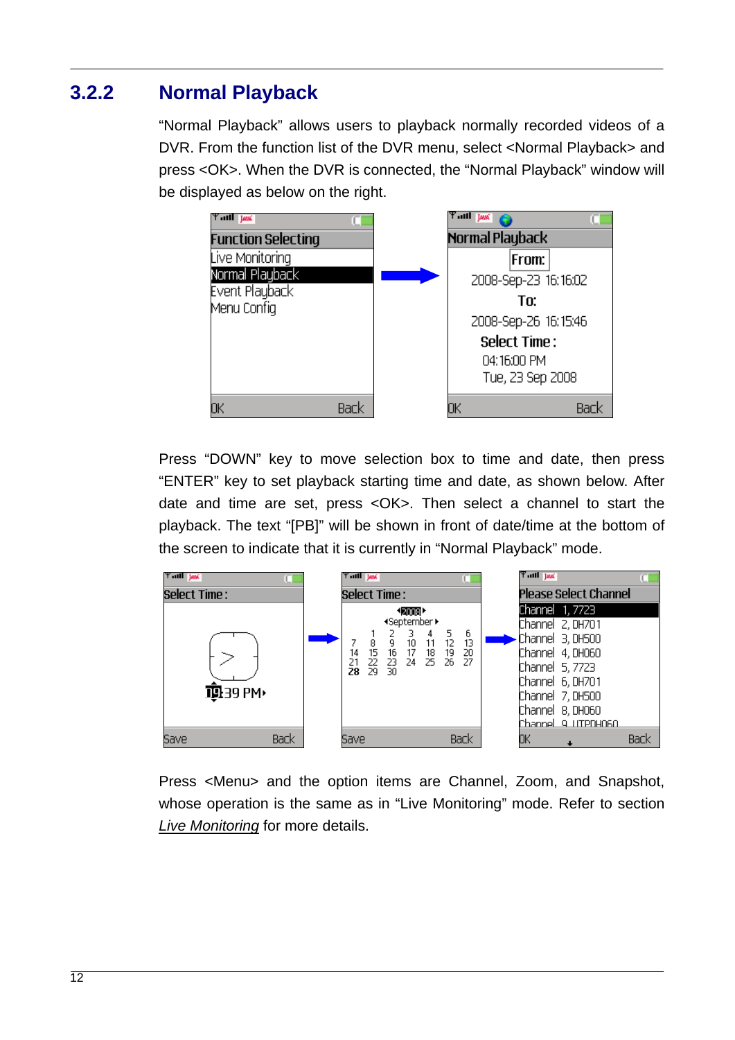### 3.2.2 Normal Playback

"Normal Playback" allows users to playback normally recorded videos of a DVR. From the function list of the DVR menu, select <Normal Playback> and press <OK>. When the DVR is connected, the "Normal Playback" window will be displayed as below on the right.

Press "DOWN" key to move selection box to time and date, then press "ENTER" key to set playback starting time and date, as shown below. After date and time are set, press <OK>. Then select a channel to start the playback. The text "[PB]" will be shown in front of date/time at the bottom of the screen to indicate that it is currently in "Normal Playback" mode.

Press <Menu> and the option items are Channel, Zoom, and Snapshot, whose operation is the same as in "Live Monitoring" mode. Refer to section *Live Monitoring* for more details.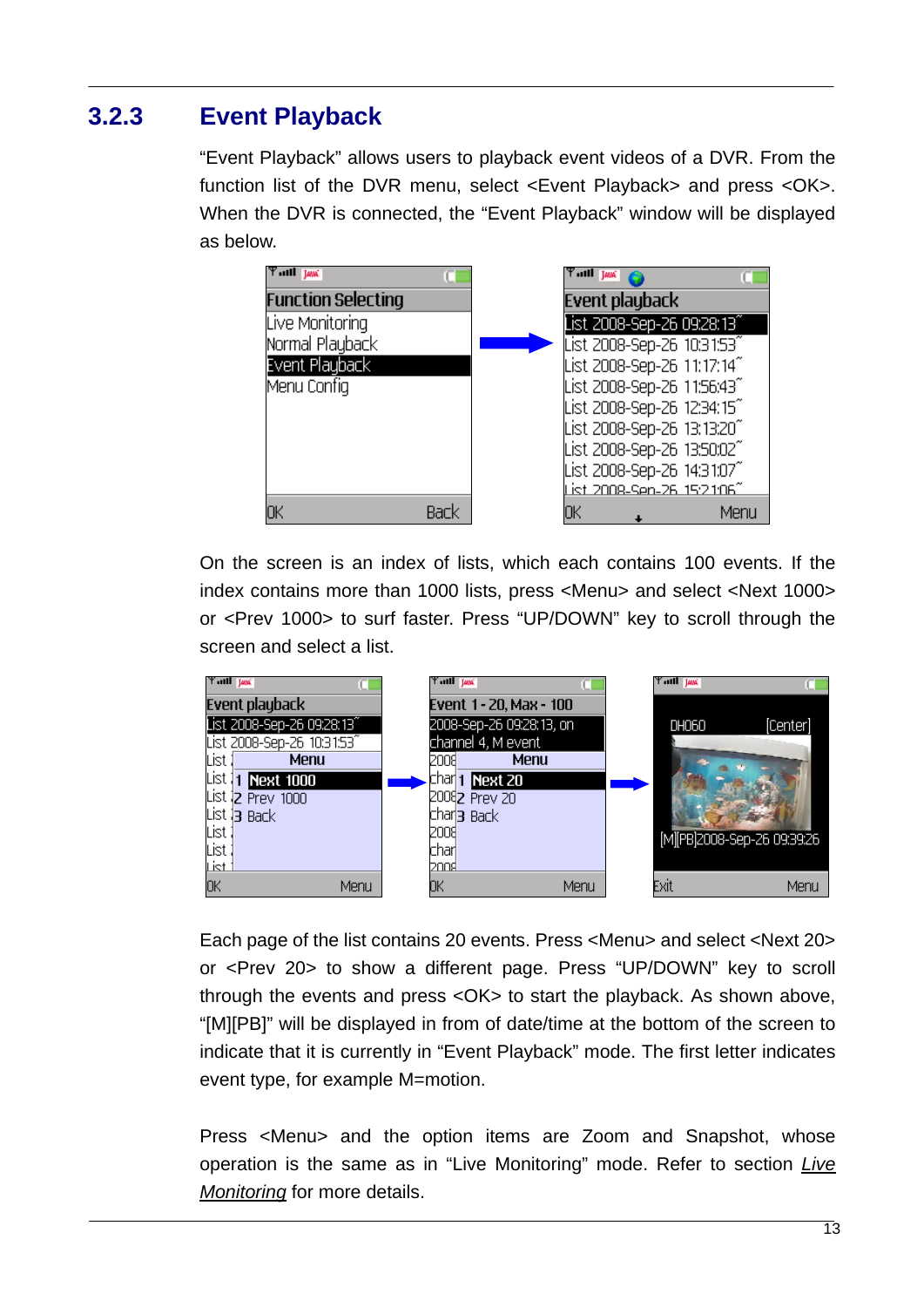### 3.2.3 Event Playback

"Event Playback" allows users to playback event videos of a DVR. From the function list of the DVR menu, select <Event Playback> and press <OK>. When the DVR is connected, the "Event Playback" window will be displayed as below.

On the screen is an index of lists, which each contains 100 events. If the index contains more than 1000 lists, press <Menu> and select <Next 1000> or <Prev 1000> to surf faster. Press "UP/DOWN" key to scroll through the screen and select a list.

Each page of the list contains 20 events. Press <Menu> and select <Next 20> or <Prev 20> to show a different page. Press "UP/DOWN" key to scroll through the events and press <OK> to start the playback. As shown above, "[M][PB]" will be displayed in from of date/time at the bottom of the screen to indicate that it is currently in "Event Playback" mode. The first letter indicates event type, for example M=motion.

Press <Menu> and the option items are Zoom and Snapshot, whose operation is the same as in "Live Monitoring" mode. Refer to section *Live Monitoring* for more details.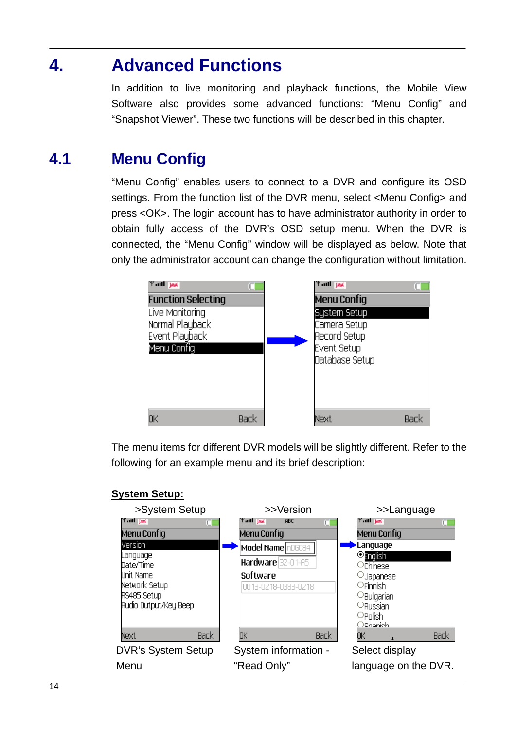# 4. Advanced Functions

In addition to live monitoring and playback functions, the Mobile View Software also provides some advanced functions: “Menu Config” and “Snapshot Viewer”. These two functions will be described in this chapter.

## 4.1 Menu Config

“Menu Config” enables users to connect to a DVR and configure its OSD settings. From the function list of the DVR menu, select <Menu Config> and press <OK>. The login account has to have administrator authority in order to obtain fully access of the DVR’s OSD setup menu. When the DVR is connected, the “Menu Config” window will be displayed as below. Note that only the administrator account can change the configuration without limitation.

The menu items for different DVR models will be slightly different. Refer to the following for an example menu and its brief description:

**System Setup:**

>System Setup

DVR’s System Setup Menu

>>Version

System information - “Read Only”

>>Language

Select display language on the DVR.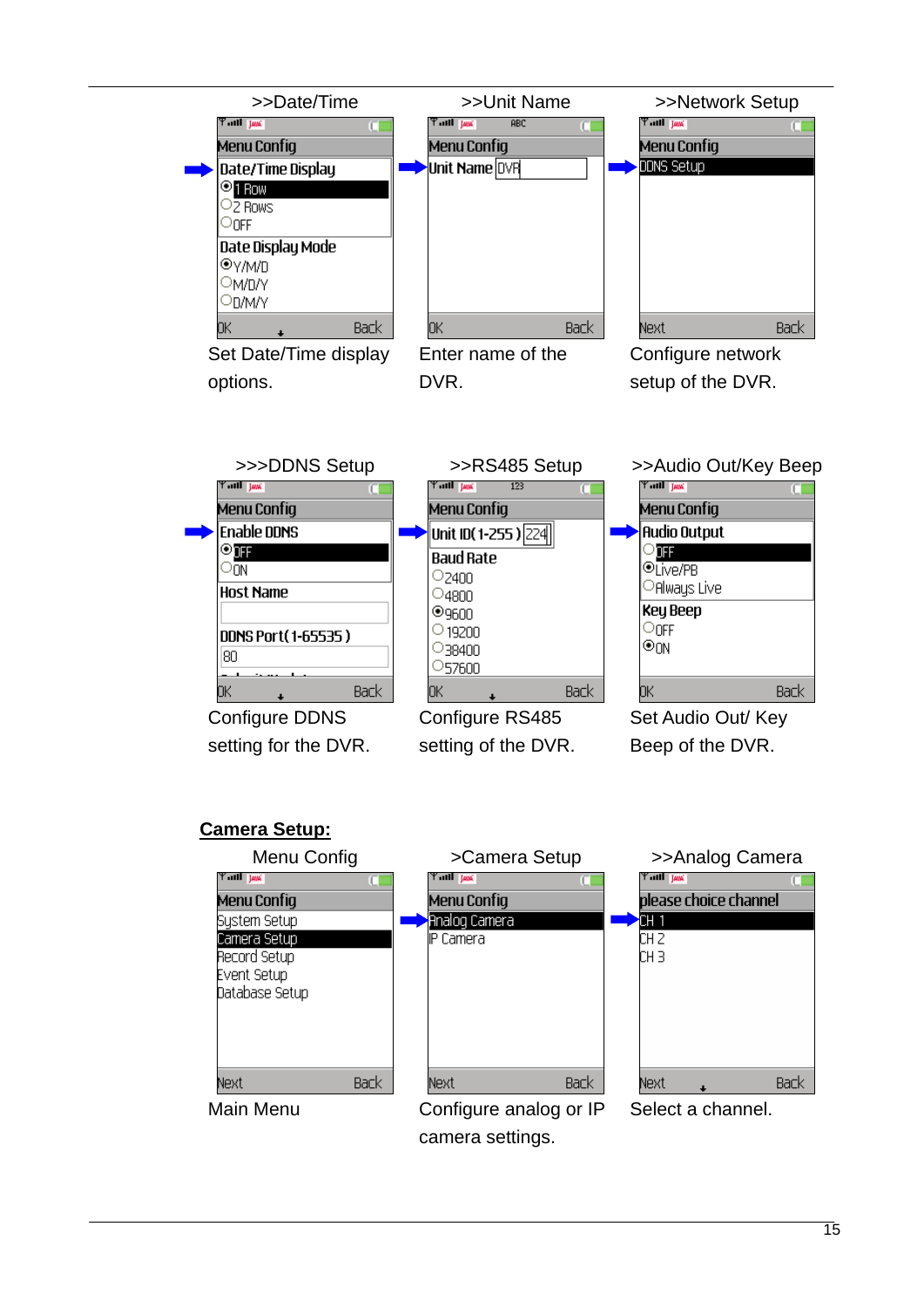| >>Date/Time | >>Unit Name | >>Network Setup |
|---|---|---|
| Menu Config<br>Date/Time Display<br>1 Row<br>2 Rows<br>OFF<br>Date Display Mode<br>Y/M/D<br>M/D/Y<br>D/M/Y<br>OK Back | Menu Config<br>Unit Name DVR<br>OK Back | Menu Config<br>DDNS Setup<br>Next Back |
| Set Date/Time display options. | Enter name of the DVR. | Configure network setup of the DVR. |

| >>>DDNS Setup | >>RS485 Setup | >>Audio Out/Key Beep |
|---|---|---|
| Menu Config<br>Enable DDNS<br>OFF<br>ON<br>Host Name<br>DDNS Port(1-65535)<br>80<br>OK Back | Menu Config<br>Unit ID(1-255) 224<br>Baud Rate<br>2400<br>4800<br>9600<br>19200<br>38400<br>57600<br>OK Back | Menu Config<br>Audio Output<br>OFF<br>Live/PB<br>Always Live<br>Key Beep<br>OFF<br>ON<br>OK Back |
| Configure DDNS setting for the DVR. | Configure RS485 setting of the DVR. | Set Audio Out/ Key Beep of the DVR. |

**Camera Setup:**

| Menu Config | >Camera Setup | >>Analog Camera |
|---|---|---|
| Menu Config<br>System Setup<br>Camera Setup<br>Record Setup<br>Event Setup<br>Database Setup<br>Next Back | Menu Config<br>Analog Camera<br>IP Camera<br>Next Back | please choice channel<br>CH 1<br>CH 2<br>CH 3<br>Next Back |
| Main Menu | Configure analog or IP camera settings. | Select a channel. |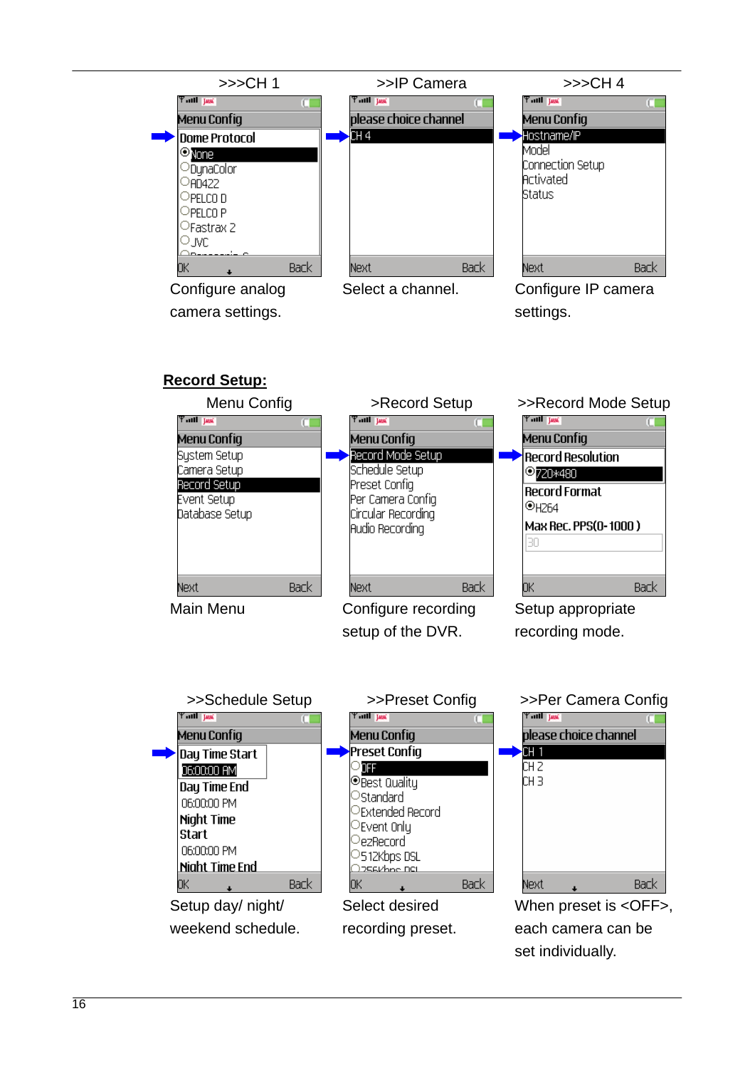| >>>CH 1 | >>IP Camera | >>>CH 4 |
| --- | --- | --- |
| Configure analog camera settings. | Select a channel. | Configure IP camera settings. |

**Record Setup:**

| Menu Config | >Record Setup | >>Record Mode Setup |
| --- | --- | --- |
| Main Menu | Configure recording setup of the DVR. | Setup appropriate recording mode. |

| >>Schedule Setup | >>Preset Config | >>Per Camera Config |
| --- | --- | --- |
| Setup day/ night/ weekend schedule. | Select desired recording preset. | When preset is <OFF>, each camera can be set individually. |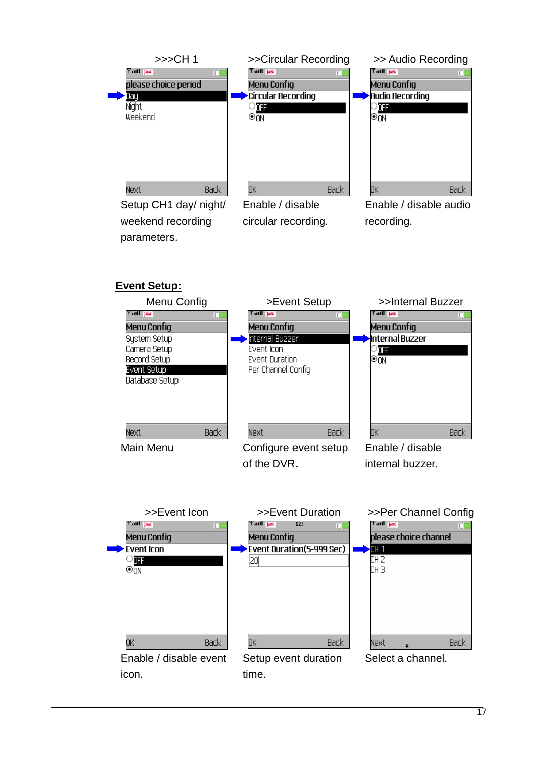| >>>CH 1 | >>Circular Recording | >> Audio Recording |
|---|---|---|
| Setup CH1 day/ night/ weekend recording parameters. | Enable / disable circular recording. | Enable / disable audio recording. |

**Event Setup:**

| Menu Config | >Event Setup | >>Internal Buzzer |
|---|---|---|
| Main Menu | Configure event setup of the DVR. | Enable / disable internal buzzer. |

| >>Event Icon | >>Event Duration | >>Per Channel Config |
|---|---|---|
| Enable / disable event icon. | Setup event duration time. | Select a channel. |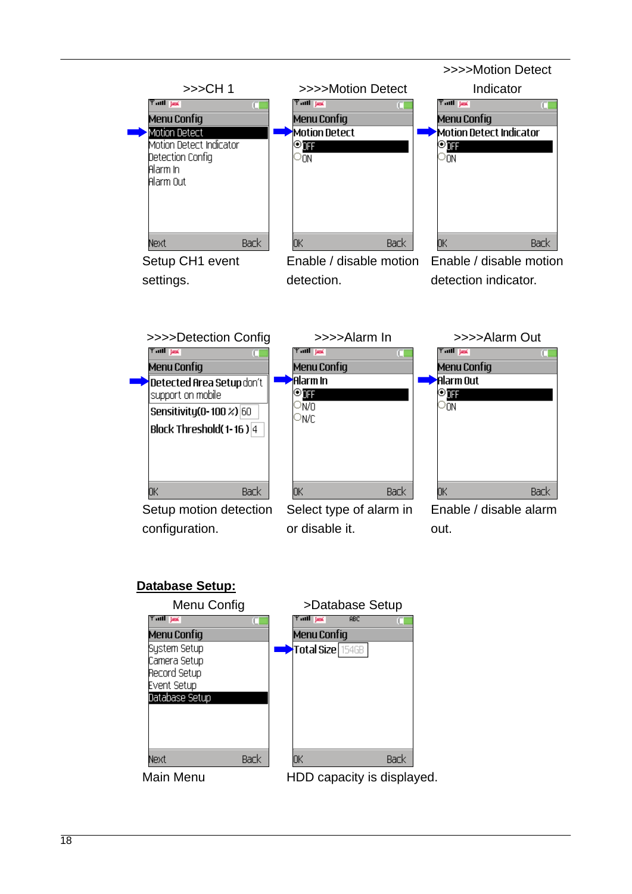>>>CH 1

Menu Config
- Motion Detect
- Motion Detect Indicator
- Detection Config
- Alarm In
- Alarm Out

Next | Back

Setup CH1 event settings.

>>>>Motion Detect

Menu Config
Motion Detect
- OFF
- ON

OK | Back

Enable / disable motion detection.

>>>>Motion Detect Indicator

Menu Config
Motion Detect Indicator
- OFF
- ON

OK | Back

Enable / disable motion detection indicator.

>>>>Detection Config

Menu Config
Detected Area Setup don't support on mobile
Sensitivity(0-100%) 60
Block Threshold(1-16) 4

OK | Back

Setup motion detection configuration.

>>>>Alarm In

Menu Config
Alarm In
- OFF
- N/O
- N/C

OK | Back

Select type of alarm in or disable it.

>>>>Alarm Out

Menu Config
Alarm Out
- OFF
- ON

OK | Back

Enable / disable alarm out.

**Database Setup:**

Menu Config

Menu Config
- System Setup
- Camera Setup
- Record Setup
- Event Setup
- Database Setup

Next | Back

Main Menu

>Database Setup

Menu Config
Total Size 154GB

OK | Back

HDD capacity is displayed.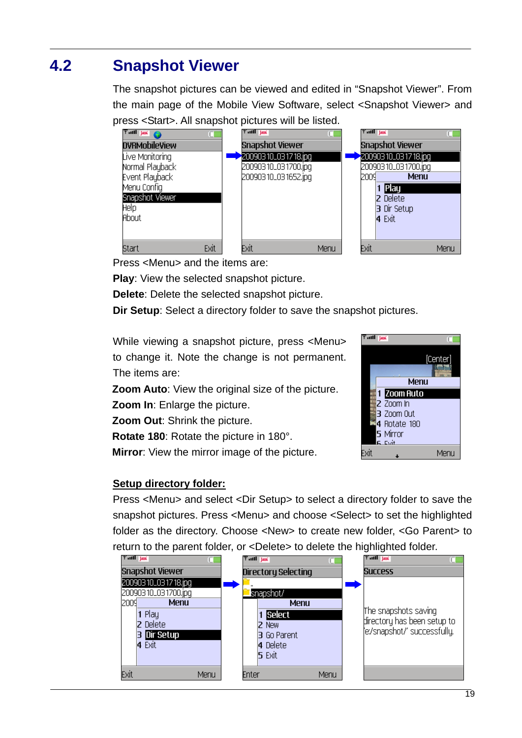## 4.2 Snapshot Viewer

The snapshot pictures can be viewed and edited in “Snapshot Viewer”. From the main page of the Mobile View Software, select <Snapshot Viewer> and press <Start>. All snapshot pictures will be listed.

Press <Menu> and the items are:

**Play**: View the selected snapshot picture.

**Delete**: Delete the selected snapshot picture.

**Dir Setup**: Select a directory folder to save the snapshot pictures.

While viewing a snapshot picture, press <Menu> to change it. Note the change is not permanent. The items are:

**Zoom Auto**: View the original size of the picture.

**Zoom In**: Enlarge the picture.

**Zoom Out**: Shrink the picture.

**Rotate 180**: Rotate the picture in 180°.

**Mirror**: View the mirror image of the picture.

**Setup directory folder:**

Press <Menu> and select <Dir Setup> to select a directory folder to save the snapshot pictures. Press <Menu> and choose <Select> to set the highlighted folder as the directory. Choose <New> to create new folder, <Go Parent> to return to the parent folder, or <Delete> to delete the highlighted folder.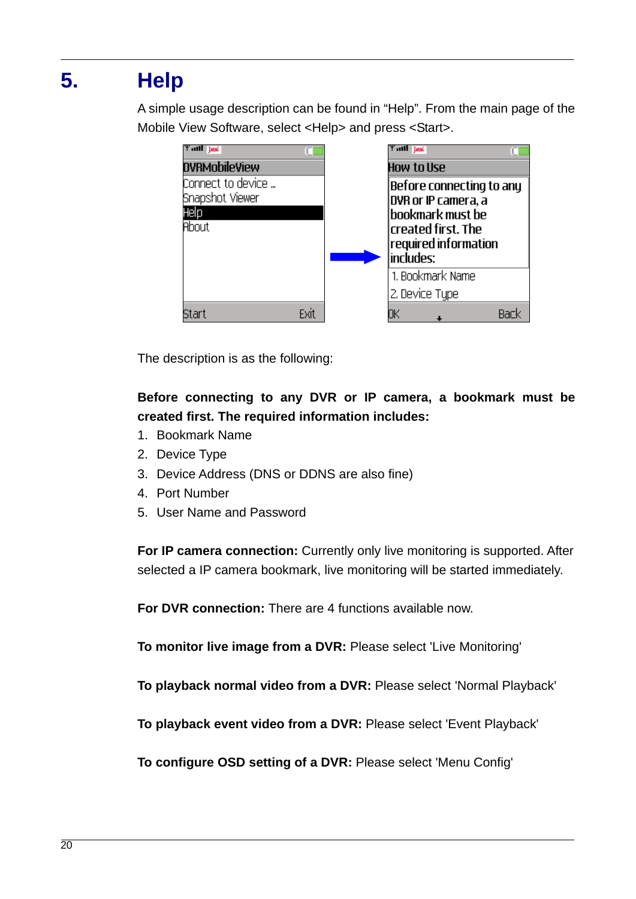# 5. Help

A simple usage description can be found in “Help”. From the main page of the Mobile View Software, select <Help> and press <Start>.

The description is as the following:

**Before connecting to any DVR or IP camera, a bookmark must be created first. The required information includes:**

1. Bookmark Name
2. Device Type
3. Device Address (DNS or DDNS are also fine)
4. Port Number
5. User Name and Password

**For IP camera connection:** Currently only live monitoring is supported. After selected a IP camera bookmark, live monitoring will be started immediately.

**For DVR connection:** There are 4 functions available now.

**To monitor live image from a DVR:** Please select 'Live Monitoring'

**To playback normal video from a DVR:** Please select 'Normal Playback'

**To playback event video from a DVR:** Please select 'Event Playback'

**To configure OSD setting of a DVR:** Please select 'Menu Config'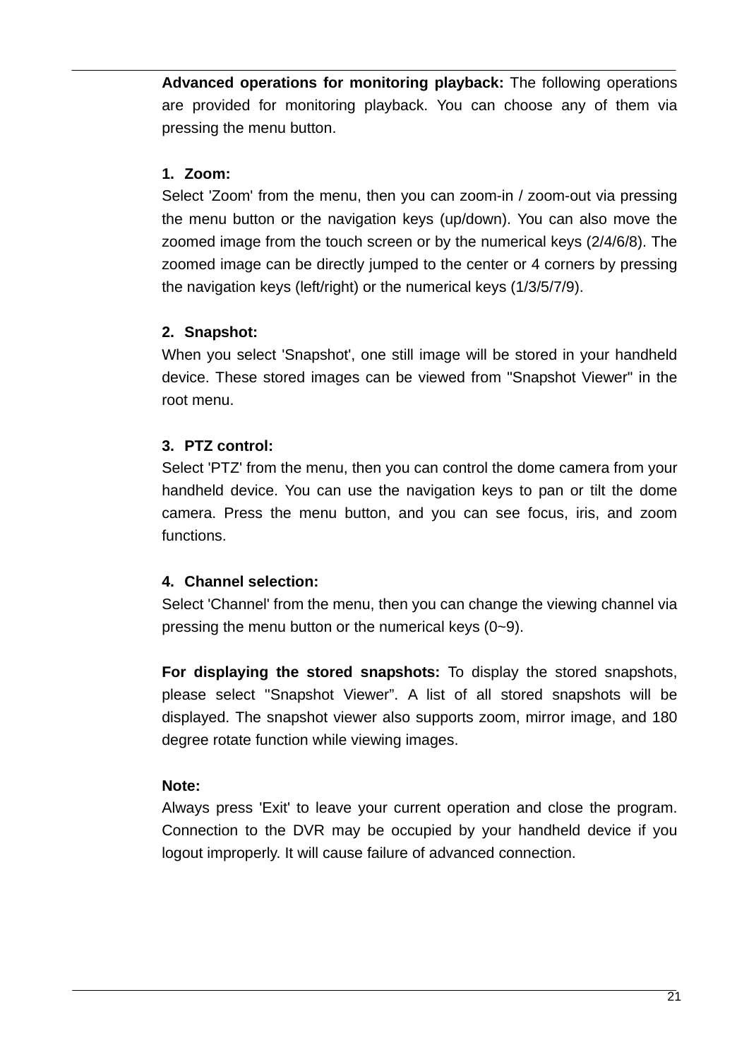**Advanced operations for monitoring playback:** The following operations are provided for monitoring playback. You can choose any of them via pressing the menu button.

1. **Zoom:**

Select 'Zoom' from the menu, then you can zoom-in / zoom-out via pressing the menu button or the navigation keys (up/down). You can also move the zoomed image from the touch screen or by the numerical keys (2/4/6/8). The zoomed image can be directly jumped to the center or 4 corners by pressing the navigation keys (left/right) or the numerical keys (1/3/5/7/9).

2. **Snapshot:**

When you select 'Snapshot', one still image will be stored in your handheld device. These stored images can be viewed from "Snapshot Viewer" in the root menu.

3. **PTZ control:**

Select 'PTZ' from the menu, then you can control the dome camera from your handheld device. You can use the navigation keys to pan or tilt the dome camera. Press the menu button, and you can see focus, iris, and zoom functions.

4. **Channel selection:**

Select 'Channel' from the menu, then you can change the viewing channel via pressing the menu button or the numerical keys (0~9).

**For displaying the stored snapshots:** To display the stored snapshots, please select "Snapshot Viewer". A list of all stored snapshots will be displayed. The snapshot viewer also supports zoom, mirror image, and 180 degree rotate function while viewing images.

**Note:**

Always press 'Exit' to leave your current operation and close the program. Connection to the DVR may be occupied by your handheld device if you logout improperly. It will cause failure of advanced connection.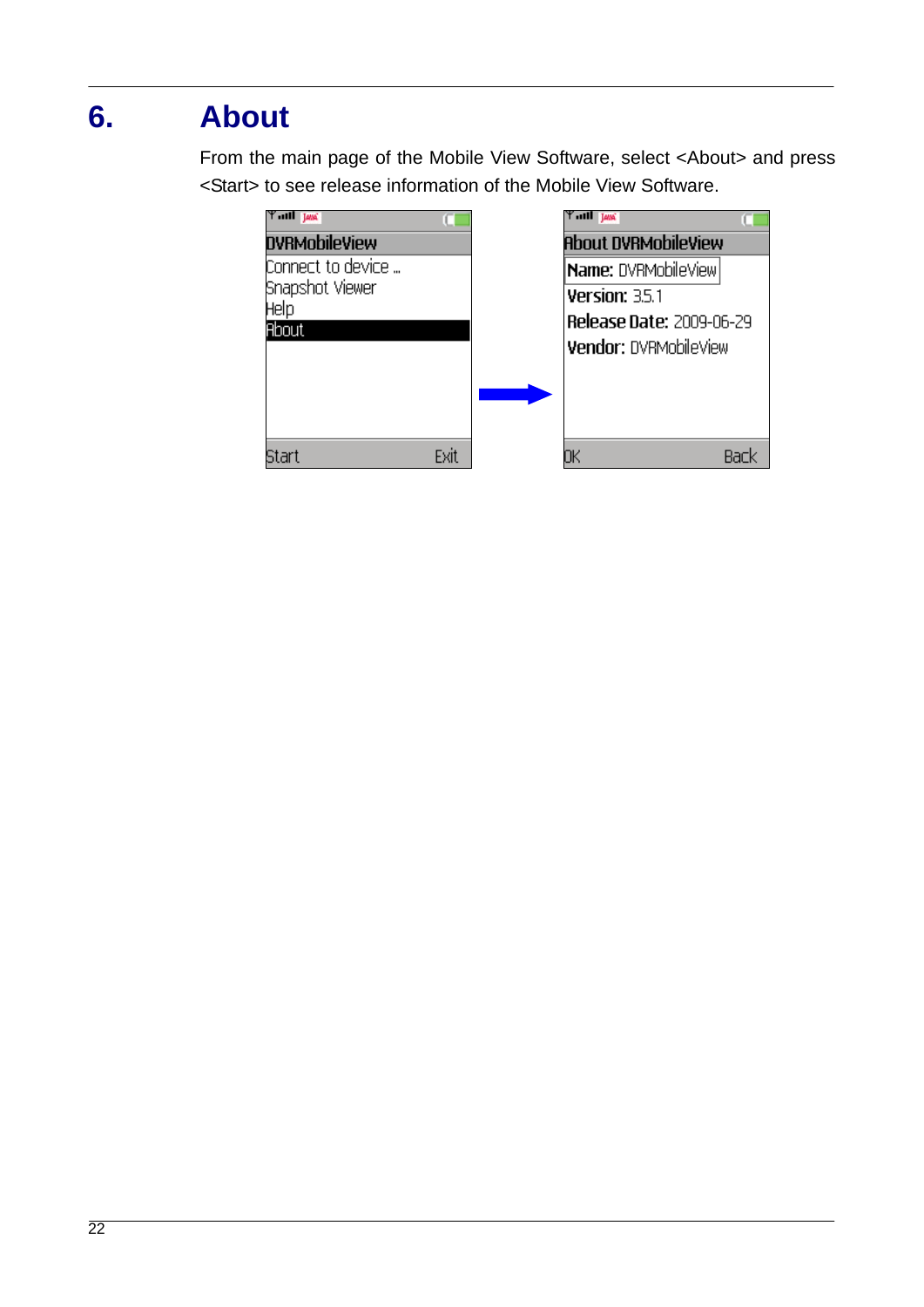# 6. About

From the main page of the Mobile View Software, select <About> and press <Start> to see release information of the Mobile View Software.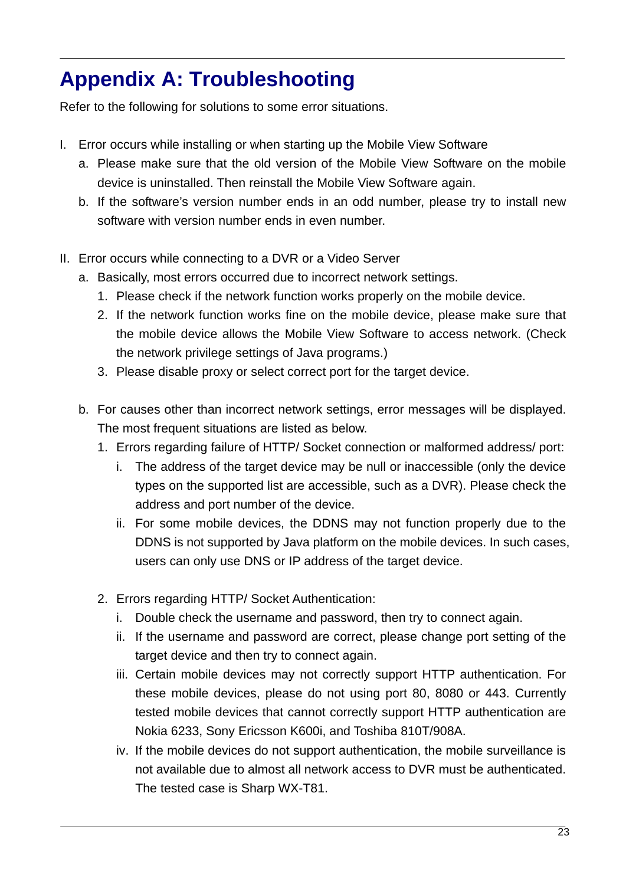# Appendix A: Troubleshooting

Refer to the following for solutions to some error situations.

I. Error occurs while installing or when starting up the Mobile View Software
   a. Please make sure that the old version of the Mobile View Software on the mobile device is uninstalled. Then reinstall the Mobile View Software again.
   b. If the software's version number ends in an odd number, please try to install new software with version number ends in even number.

II. Error occurs while connecting to a DVR or a Video Server
   a. Basically, most errors occurred due to incorrect network settings.
      1. Please check if the network function works properly on the mobile device.
      2. If the network function works fine on the mobile device, please make sure that the mobile device allows the Mobile View Software to access network. (Check the network privilege settings of Java programs.)
      3. Please disable proxy or select correct port for the target device.

   b. For causes other than incorrect network settings, error messages will be displayed. The most frequent situations are listed as below.
      1. Errors regarding failure of HTTP/ Socket connection or malformed address/ port:
         i. The address of the target device may be null or inaccessible (only the device types on the supported list are accessible, such as a DVR). Please check the address and port number of the device.
         ii. For some mobile devices, the DDNS may not function properly due to the DDNS is not supported by Java platform on the mobile devices. In such cases, users can only use DNS or IP address of the target device.

      2. Errors regarding HTTP/ Socket Authentication:
         i. Double check the username and password, then try to connect again.
         ii. If the username and password are correct, please change port setting of the target device and then try to connect again.
         iii. Certain mobile devices may not correctly support HTTP authentication. For these mobile devices, please do not using port 80, 8080 or 443. Currently tested mobile devices that cannot correctly support HTTP authentication are Nokia 6233, Sony Ericsson K600i, and Toshiba 810T/908A.
         iv. If the mobile devices do not support authentication, the mobile surveillance is not available due to almost all network access to DVR must be authenticated. The tested case is Sharp WX-T81.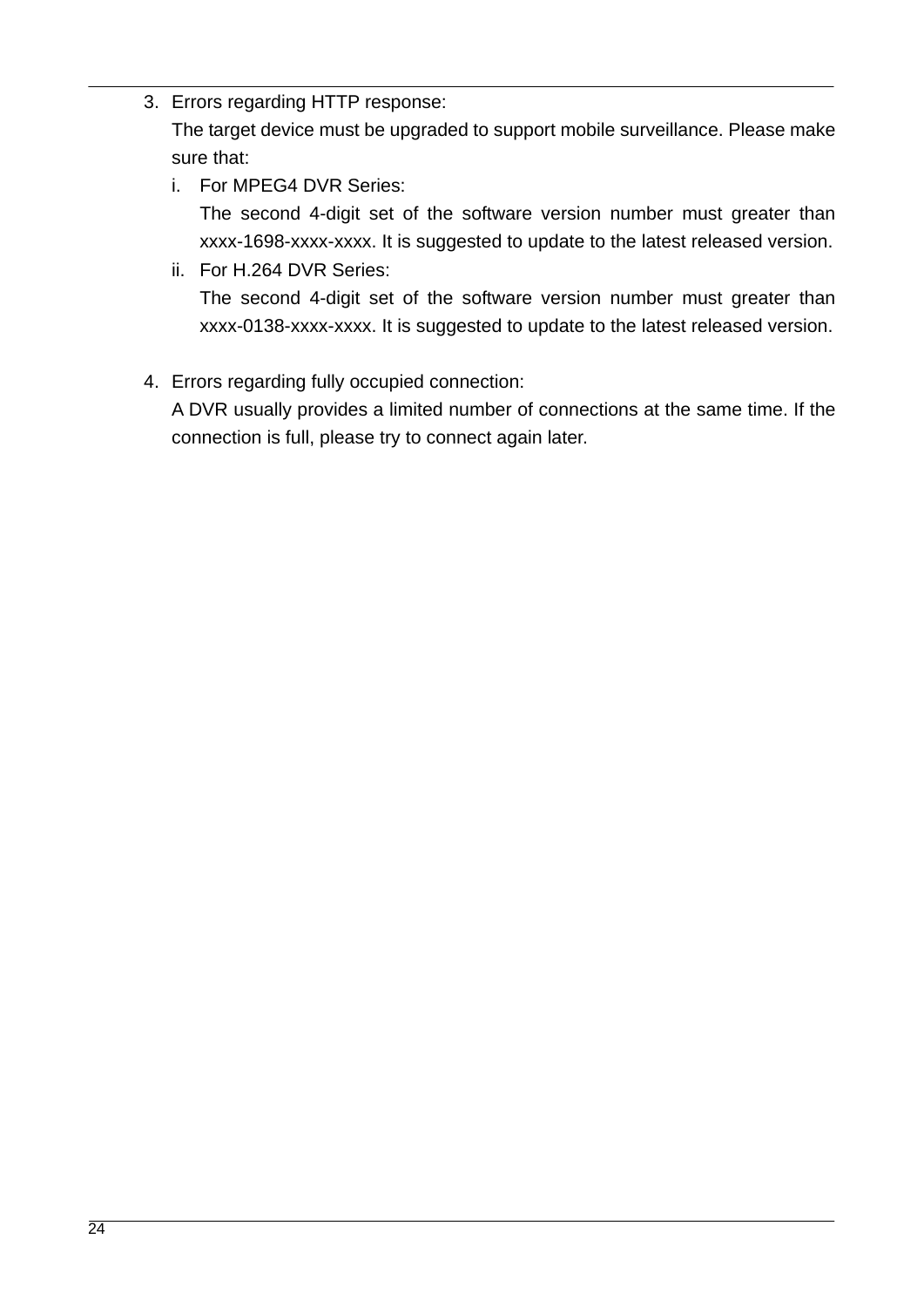3. Errors regarding HTTP response:

   The target device must be upgraded to support mobile surveillance. Please make sure that:

   i. For MPEG4 DVR Series:

      The second 4-digit set of the software version number must greater than xxxx-1698-xxxx-xxxx. It is suggested to update to the latest released version.

   ii. For H.264 DVR Series:

      The second 4-digit set of the software version number must greater than xxxx-0138-xxxx-xxxx. It is suggested to update to the latest released version.

4. Errors regarding fully occupied connection:

   A DVR usually provides a limited number of connections at the same time. If the connection is full, please try to connect again later.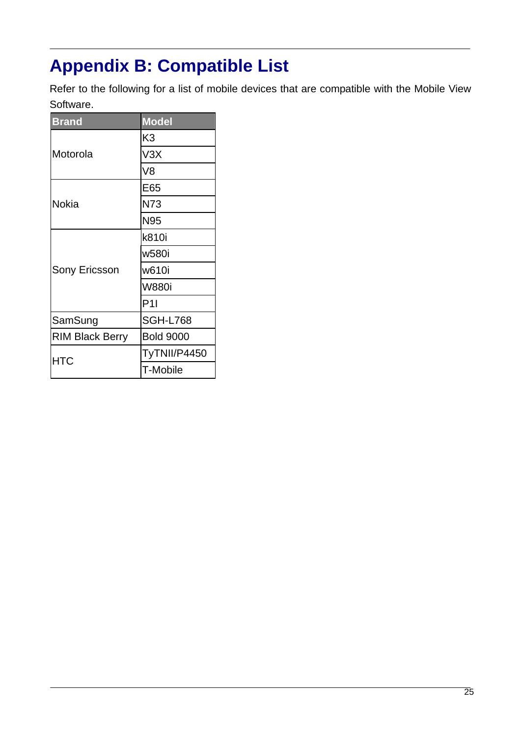# Appendix B: Compatible List

Refer to the following for a list of mobile devices that are compatible with the Mobile View Software.

| Brand | Model |
|---|---|
| Motorola | K3 |
| | V3X |
| | V8 |
| Nokia | E65 |
| | N73 |
| | N95 |
| Sony Ericsson | k810i |
| | w580i |
| | w610i |
| | W880i |
| | P1I |
| SamSung | SGH-L768 |
| RIM Black Berry | Bold 9000 |
| HTC | TyTNII/P4450 |
| | T-Mobile |